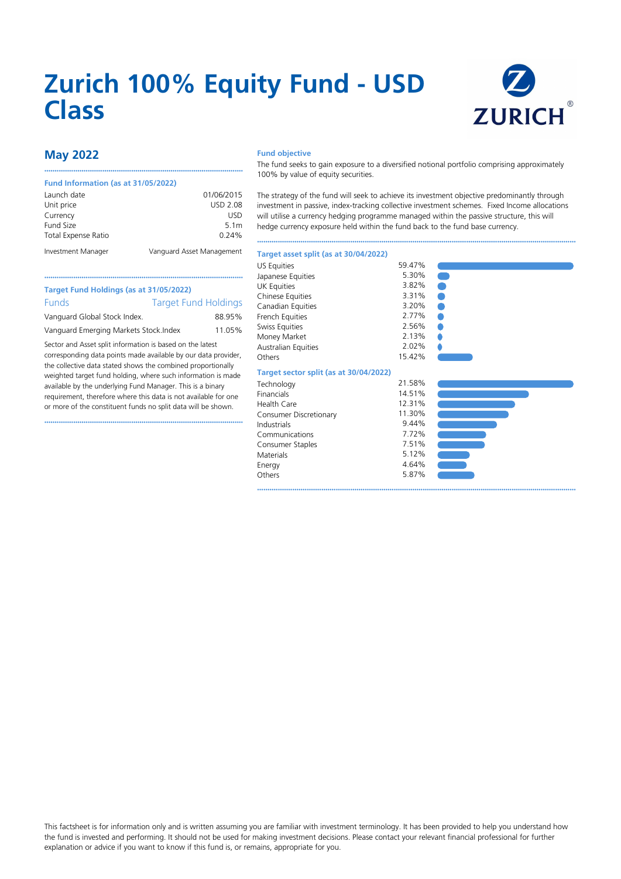# Zurich 100% Equity Fund - USD Class

## May 2022

### Fund Information (as at 31/05/2022)

| | |
|---|---|
| Launch date | 01/06/2015 |
| Unit price | USD 2.08 |
| Currency | USD |
| Fund Size | 5.1m |
| Total Expense Ratio | 0.24% |
| Investment Manager | Vanguard Asset Management |

### Target Fund Holdings (as at 31/05/2022)

| Funds | Target Fund Holdings |
|---|---|
| Vanguard Global Stock Index. | 88.95% |
| Vanguard Emerging Markets Stock.Index | 11.05% |

Sector and Asset split information is based on the latest corresponding data points made available by our data provider, the collective data stated shows the combined proportionally weighted target fund holding, where such information is made available by the underlying Fund Manager. This is a binary requirement, therefore where this data is not available for one or more of the constituent funds no split data will be shown.

### Fund objective

The fund seeks to gain exposure to a diversified notional portfolio comprising approximately 100% by value of equity securities.

The strategy of the fund will seek to achieve its investment objective predominantly through investment in passive, index-tracking collective investment schemes. Fixed Income allocations will utilise a currency hedging programme managed within the passive structure, this will hedge currency exposure held within the fund back to the fund base currency.

### Target asset split (as at 30/04/2022)

| | |
|---|---|
| US Equities | 59.47% |
| Japanese Equities | 5.30% |
| UK Equities | 3.82% |
| Chinese Equities | 3.31% |
| Canadian Equities | 3.20% |
| French Equities | 2.77% |
| Swiss Equities | 2.56% |
| Money Market | 2.13% |
| Australian Equities | 2.02% |
| Others | 15.42% |

### Target sector split (as at 30/04/2022)

| | |
|---|---|
| Technology | 21.58% |
| Financials | 14.51% |
| Health Care | 12.31% |
| Consumer Discretionary | 11.30% |
| Industrials | 9.44% |
| Communications | 7.72% |
| Consumer Staples | 7.51% |
| Materials | 5.12% |
| Energy | 4.64% |
| Others | 5.87% |

This factsheet is for information only and is written assuming you are familiar with investment terminology. It has been provided to help you understand how the fund is invested and performing. It should not be used for making investment decisions. Please contact your relevant financial professional for further explanation or advice if you want to know if this fund is, or remains, appropriate for you.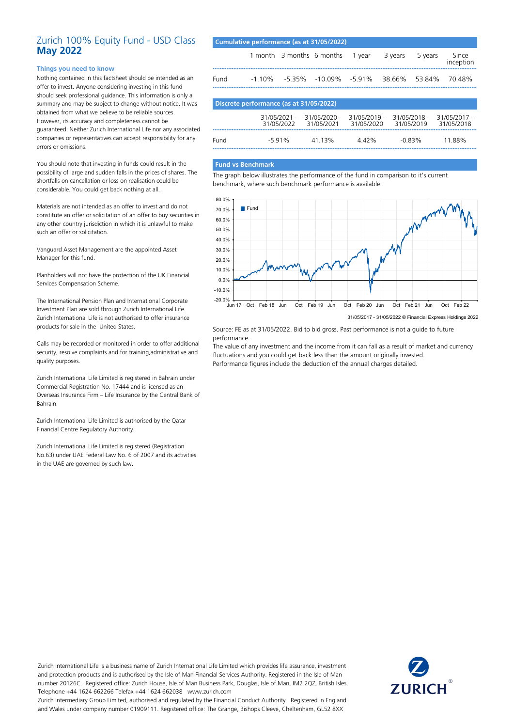# Zurich 100% Equity Fund - USD Class
## May 2022

### Things you need to know

Nothing contained in this factsheet should be intended as an offer to invest. Anyone considering investing in this fund should seek professional guidance. This information is only a summary and may be subject to change without notice. It was obtained from what we believe to be reliable sources. However, its accuracy and completeness cannot be guaranteed. Neither Zurich International Life nor any associated companies or representatives can accept responsibility for any errors or omissions.

You should note that investing in funds could result in the possibility of large and sudden falls in the prices of shares. The shortfalls on cancellation or loss on realisation could be considerable. You could get back nothing at all.

Materials are not intended as an offer to invest and do not constitute an offer or solicitation of an offer to buy securities in any other country jurisdiction in which it is unlawful to make such an offer or solicitation.

Vanguard Asset Management are the appointed Asset Manager for this fund.

Planholders will not have the protection of the UK Financial Services Compensation Scheme.

The International Pension Plan and International Corporate Investment Plan are sold through Zurich International Life. Zurich International Life is not authorised to offer insurance products for sale in the United States.

Calls may be recorded or monitored in order to offer additional security, resolve complaints and for training,administrative and quality purposes.

Zurich International Life Limited is registered in Bahrain under Commercial Registration No. 17444 and is licensed as an Overseas Insurance Firm – Life Insurance by the Central Bank of Bahrain.

Zurich International Life Limited is authorised by the Qatar Financial Centre Regulatory Authority.

Zurich International Life Limited is registered (Registration No.63) under UAE Federal Law No. 6 of 2007 and its activities in the UAE are governed by such law.

### Cumulative performance (as at 31/05/2022)

| | 1 month | 3 months | 6 months | 1 year | 3 years | 5 years | Since inception |
|---|---|---|---|---|---|---|---|
| Fund | -1.10% | -5.35% | -10.09% | -5.91% | 38.66% | 53.84% | 70.48% |

### Discrete performance (as at 31/05/2022)

| | 31/05/2021 - 31/05/2022 | 31/05/2020 - 31/05/2021 | 31/05/2019 - 31/05/2020 | 31/05/2018 - 31/05/2019 | 31/05/2017 - 31/05/2018 |
|---|---|---|---|---|---|
| Fund | -5.91% | 41.13% | 4.42% | -0.83% | 11.88% |

### Fund vs Benchmark

The graph below illustrates the performance of the fund in comparison to it's current benchmark, where such benchmark performance is available.

Fund

80.0%
70.0%
60.0%
50.0%
40.0%
30.0%
20.0%
10.0%
0.0%
-10.0%
-20.0%

Jun 17 Oct Feb 18 Jun Oct Feb 19 Jun Oct Feb 20 Jun Oct Feb 21 Jun Oct Feb 22

31/05/2017 - 31/05/2022 © Financial Express Holdings 2022

Source: FE as at 31/05/2022. Bid to bid gross. Past performance is not a guide to future performance.
The value of any investment and the income from it can fall as a result of market and currency fluctuations and you could get back less than the amount originally invested.
Performance figures include the deduction of the annual charges detailed.

Zurich International Life is a business name of Zurich International Life Limited which provides life assurance, investment and protection products and is authorised by the Isle of Man Financial Services Authority. Registered in the Isle of Man number 20126C. Registered office: Zurich House, Isle of Man Business Park, Douglas, Isle of Man, IM2 2QZ, British Isles. Telephone +44 1624 662266 Telefax +44 1624 662038 www.zurich.com
Zurich Intermediary Group Limited, authorised and regulated by the Financial Conduct Authority. Registered in England and Wales under company number 01909111. Registered office: The Grange, Bishops Cleeve, Cheltenham, GL52 8XX

ZURICH®